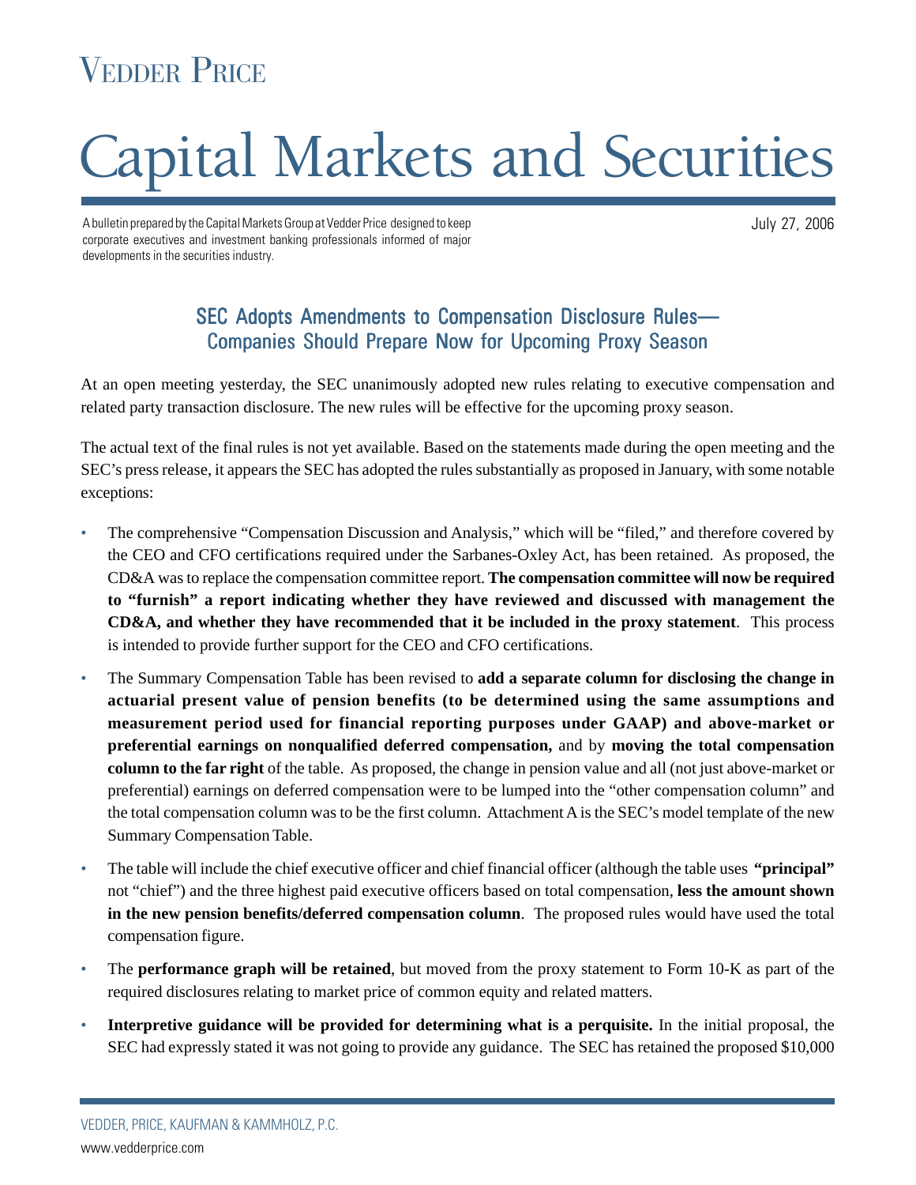# Vedder Price

# Capital Markets and Securities

A bulletin prepared by the Capital Markets Group at Vedder Price designed to keep corporate executives and investment banking professionals informed of major developments in the securities industry.

July 27, 2006

## SEC Adopts Amendments to Compensation Disclosure Rules— Companies Should Prepare Now for Upcoming Proxy Season

At an open meeting yesterday, the SEC unanimously adopted new rules relating to executive compensation and related party transaction disclosure. The new rules will be effective for the upcoming proxy season.

The actual text of the final rules is not yet available. Based on the statements made during the open meeting and the SEC's press release, it appears the SEC has adopted the rules substantially as proposed in January, with some notable exceptions:

- The comprehensive "Compensation Discussion and Analysis," which will be "filed," and therefore covered by the CEO and CFO certifications required under the Sarbanes-Oxley Act, has been retained. As proposed, the CD&A was to replace the compensation committee report. **The compensation committee will now be required to "furnish" a report indicating whether they have reviewed and discussed with management the CD&A, and whether they have recommended that it be included in the proxy statement**. This process is intended to provide further support for the CEO and CFO certifications.
- The Summary Compensation Table has been revised to **add a separate column for disclosing the change in actuarial present value of pension benefits (to be determined using the same assumptions and measurement period used for financial reporting purposes under GAAP) and above-market or preferential earnings on nonqualified deferred compensation,** and by **moving the total compensation column to the far right** of the table. As proposed, the change in pension value and all (not just above-market or preferential) earnings on deferred compensation were to be lumped into the "other compensation column" and the total compensation column was to be the first column. Attachment A is the SEC's model template of the new Summary Compensation Table.
- The table will include the chief executive officer and chief financial officer (although the table uses **"principal"** not "chief") and the three highest paid executive officers based on total compensation, **less the amount shown in the new pension benefits/deferred compensation column**. The proposed rules would have used the total compensation figure.
- The **performance graph will be retained**, but moved from the proxy statement to Form 10-K as part of the required disclosures relating to market price of common equity and related matters.
- **Interpretive guidance will be provided for determining what is a perquisite.** In the initial proposal, the SEC had expressly stated it was not going to provide any guidance. The SEC has retained the proposed $10,000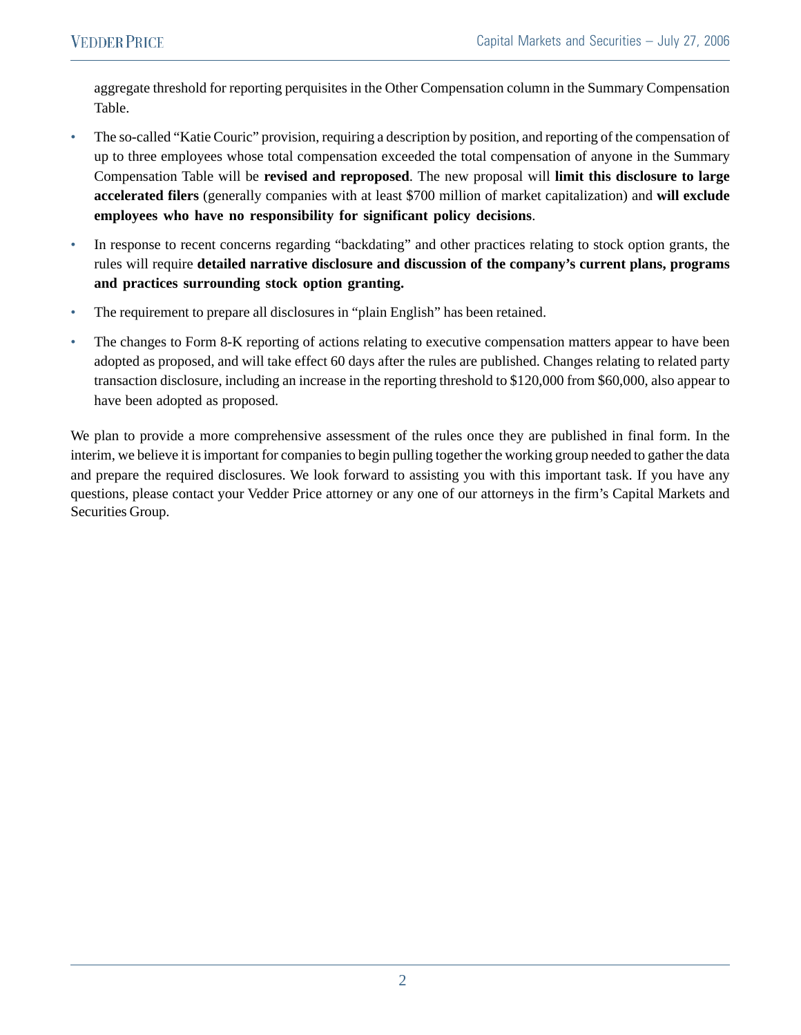aggregate threshold for reporting perquisites in the Other Compensation column in the Summary Compensation Table.

- The so-called "Katie Couric" provision, requiring a description by position, and reporting of the compensation of up to three employees whose total compensation exceeded the total compensation of anyone in the Summary Compensation Table will be **revised and reproposed**. The new proposal will **limit this disclosure to large accelerated filers** (generally companies with at least $700 million of market capitalization) and **will exclude employees who have no responsibility for significant policy decisions**.
- In response to recent concerns regarding "backdating" and other practices relating to stock option grants, the rules will require **detailed narrative disclosure and discussion of the company's current plans, programs and practices surrounding stock option granting.**
- The requirement to prepare all disclosures in "plain English" has been retained.
- The changes to Form 8-K reporting of actions relating to executive compensation matters appear to have been adopted as proposed, and will take effect 60 days after the rules are published. Changes relating to related party transaction disclosure, including an increase in the reporting threshold to $120,000 from $60,000, also appear to have been adopted as proposed.

We plan to provide a more comprehensive assessment of the rules once they are published in final form. In the interim, we believe it is important for companies to begin pulling together the working group needed to gather the data and prepare the required disclosures. We look forward to assisting you with this important task. If you have any questions, please contact your Vedder Price attorney or any one of our attorneys in the firm's Capital Markets and Securities Group.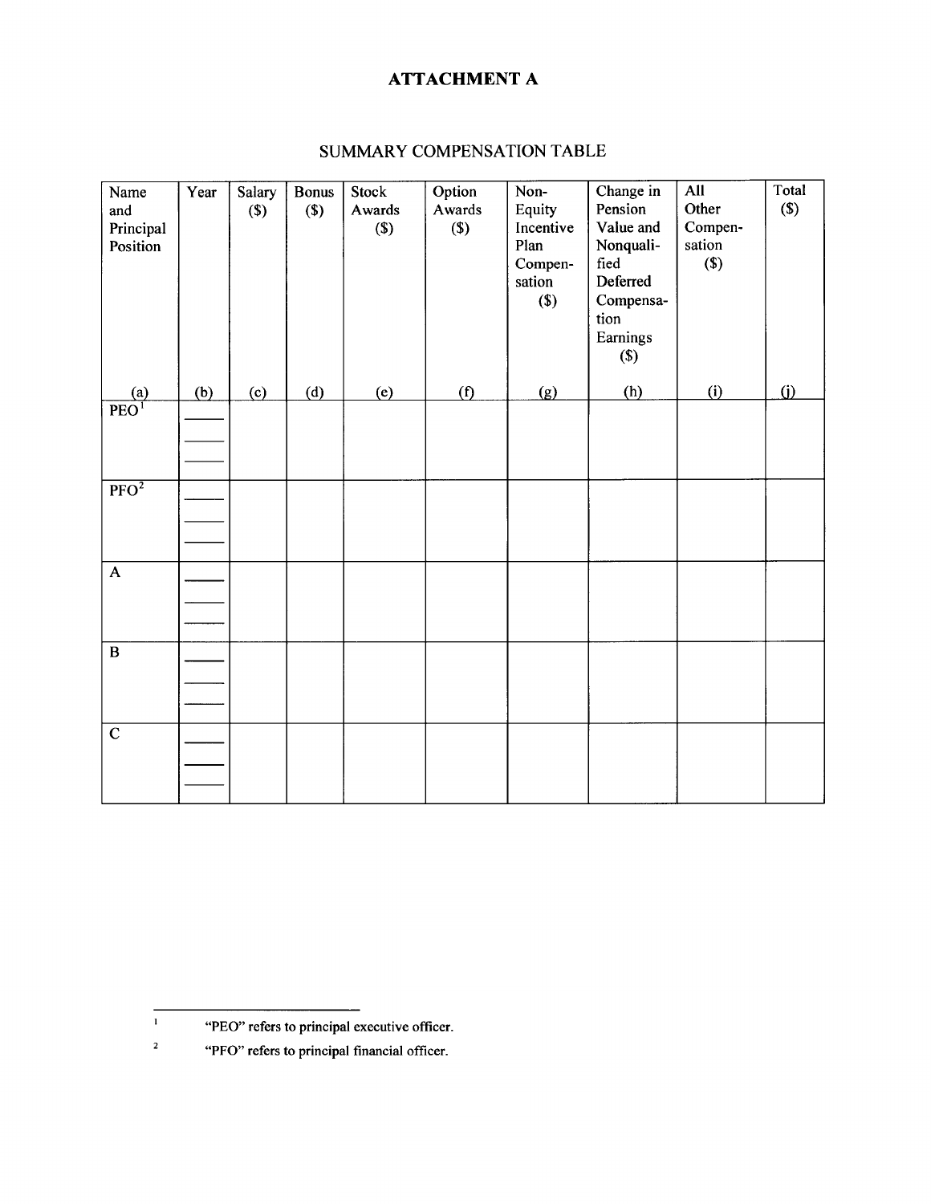# ATTACHMENT A

## SUMMARY COMPENSATION TABLE

| Name and Principal Position | Year | Salary ($) | Bonus ($) | Stock Awards ($) | Option Awards ($) | Non-Equity Incentive Plan Compensation ($) | Change in Pension Value and Nonqualified Deferred Compensation Earnings ($) | All Other Compensation ($) | Total ($) |
|---|---|---|---|---|---|---|---|---|---|
| (a) | (b) | (c) | (d) | (e) | (f) | (g) | (h) | (i) | (j) |
| PEO[1] | ____ | | | | | | | | |
| | ____ | | | | | | | | |
| | ____ | | | | | | | | |
| PFO[2] | ____ | | | | | | | | |
| | ____ | | | | | | | | |
| | ____ | | | | | | | | |
| A | ____ | | | | | | | | |
| | ____ | | | | | | | | |
| | ____ | | | | | | | | |
| B | ____ | | | | | | | | |
| | ____ | | | | | | | | |
| | ____ | | | | | | | | |
| C | ____ | | | | | | | | |
| | ____ | | | | | | | | |
| | ____ | | | | | | | | |

[1] "PEO" refers to principal executive officer.

[2] "PFO" refers to principal financial officer.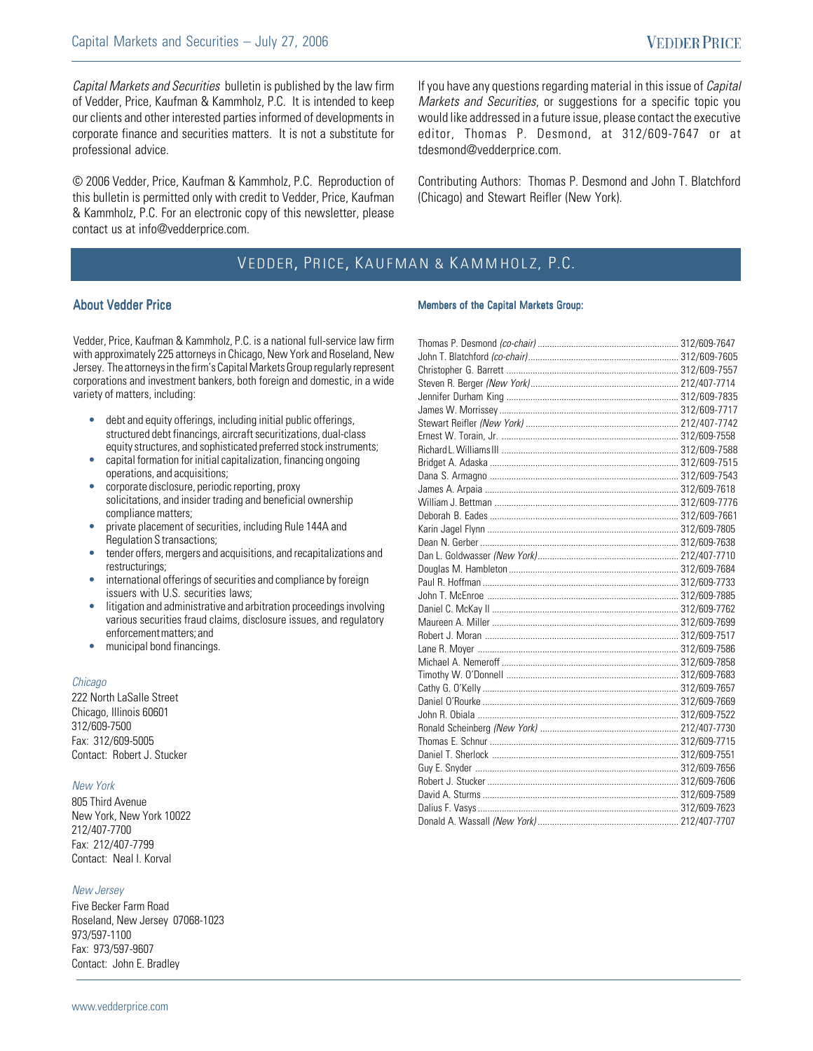*Capital Markets and Securities* bulletin is published by the law firm of Vedder, Price, Kaufman & Kammholz, P.C. It is intended to keep our clients and other interested parties informed of developments in corporate finance and securities matters. It is not a substitute for professional advice.

© 2006 Vedder, Price, Kaufman & Kammholz, P.C. Reproduction of this bulletin is permitted only with credit to Vedder, Price, Kaufman & Kammholz, P.C. For an electronic copy of this newsletter, please contact us at info@vedderprice.com.

If you have any questions regarding material in this issue of *Capital Markets and Securities*, or suggestions for a specific topic you would like addressed in a future issue, please contact the executive editor, Thomas P. Desmond, at 312/609-7647 or at tdesmond@vedderprice.com.

Contributing Authors: Thomas P. Desmond and John T. Blatchford (Chicago) and Stewart Reifler (New York).

## VEDDER, PRICE, KAUFMAN & KAMMHOLZ, P.C.

### About Vedder Price

Vedder, Price, Kaufman & Kammholz, P.C. is a national full-service law firm with approximately 225 attorneys in Chicago, New York and Roseland, New Jersey. The attorneys in the firm's Capital Markets Group regularly represent corporations and investment bankers, both foreign and domestic, in a wide variety of matters, including:

- debt and equity offerings, including initial public offerings, structured debt financings, aircraft securitizations, dual-class equity structures, and sophisticated preferred stock instruments;
- capital formation for initial capitalization, financing ongoing operations, and acquisitions;
- corporate disclosure, periodic reporting, proxy solicitations, and insider trading and beneficial ownership compliance matters;
- private placement of securities, including Rule 144A and Regulation S transactions;
- tender offers, mergers and acquisitions, and recapitalizations and restructurings;
- international offerings of securities and compliance by foreign issuers with U.S. securities laws;
- litigation and administrative and arbitration proceedings involving various securities fraud claims, disclosure issues, and regulatory enforcement matters; and
- municipal bond financings.

*Chicago*
222 North LaSalle Street
Chicago, Illinois 60601
312/609-7500
Fax: 312/609-5005
Contact: Robert J. Stucker

*New York*
805 Third Avenue
New York, New York 10022
212/407-7700
Fax: 212/407-7799
Contact: Neal I. Korval

*New Jersey*
Five Becker Farm Road
Roseland, New Jersey 07068-1023
973/597-1100
Fax: 973/597-9607
Contact: John E. Bradley

### Members of the Capital Markets Group:

| | |
|---|---|
| Thomas P. Desmond *(co-chair)* | 312/609-7647 |
| John T. Blatchford *(co-chair)* | 312/609-7605 |
| Christopher G. Barrett | 312/609-7557 |
| Steven R. Berger *(New York)* | 212/407-7714 |
| Jennifer Durham King | 312/609-7835 |
| James W. Morrissey | 312/609-7717 |
| Stewart Reifler *(New York)* | 212/407-7742 |
| Ernest W. Torain, Jr. | 312/609-7558 |
| Richard L. Williams III | 312/609-7588 |
| Bridget A. Adaska | 312/609-7515 |
| Dana S. Armagno | 312/609-7543 |
| James A. Arpaia | 312/609-7618 |
| William J. Bettman | 312/609-7776 |
| Deborah B. Eades | 312/609-7661 |
| Karin Jagel Flynn | 312/609-7805 |
| Dean N. Gerber | 312/609-7638 |
| Dan L. Goldwasser *(New York)* | 212/407-7710 |
| Douglas M. Hambleton | 312/609-7684 |
| Paul R. Hoffman | 312/609-7733 |
| John T. McEnroe | 312/609-7885 |
| Daniel C. McKay II | 312/609-7762 |
| Maureen A. Miller | 312/609-7699 |
| Robert J. Moran | 312/609-7517 |
| Lane R. Moyer | 312/609-7586 |
| Michael A. Nemeroff | 312/609-7858 |
| Timothy W. O'Donnell | 312/609-7683 |
| Cathy G. O'Kelly | 312/609-7657 |
| Daniel O'Rourke | 312/609-7669 |
| John R. Obiala | 312/609-7522 |
| Ronald Scheinberg *(New York)* | 212/407-7730 |
| Thomas E. Schnur | 312/609-7715 |
| Daniel T. Sherlock | 312/609-7551 |
| Guy E. Snyder | 312/609-7656 |
| Robert J. Stucker | 312/609-7606 |
| David A. Sturms | 312/609-7589 |
| Dalius F. Vasys | 312/609-7623 |
| Donald A. Wassall *(New York)* | 212/407-7707 |

www.vedderprice.com